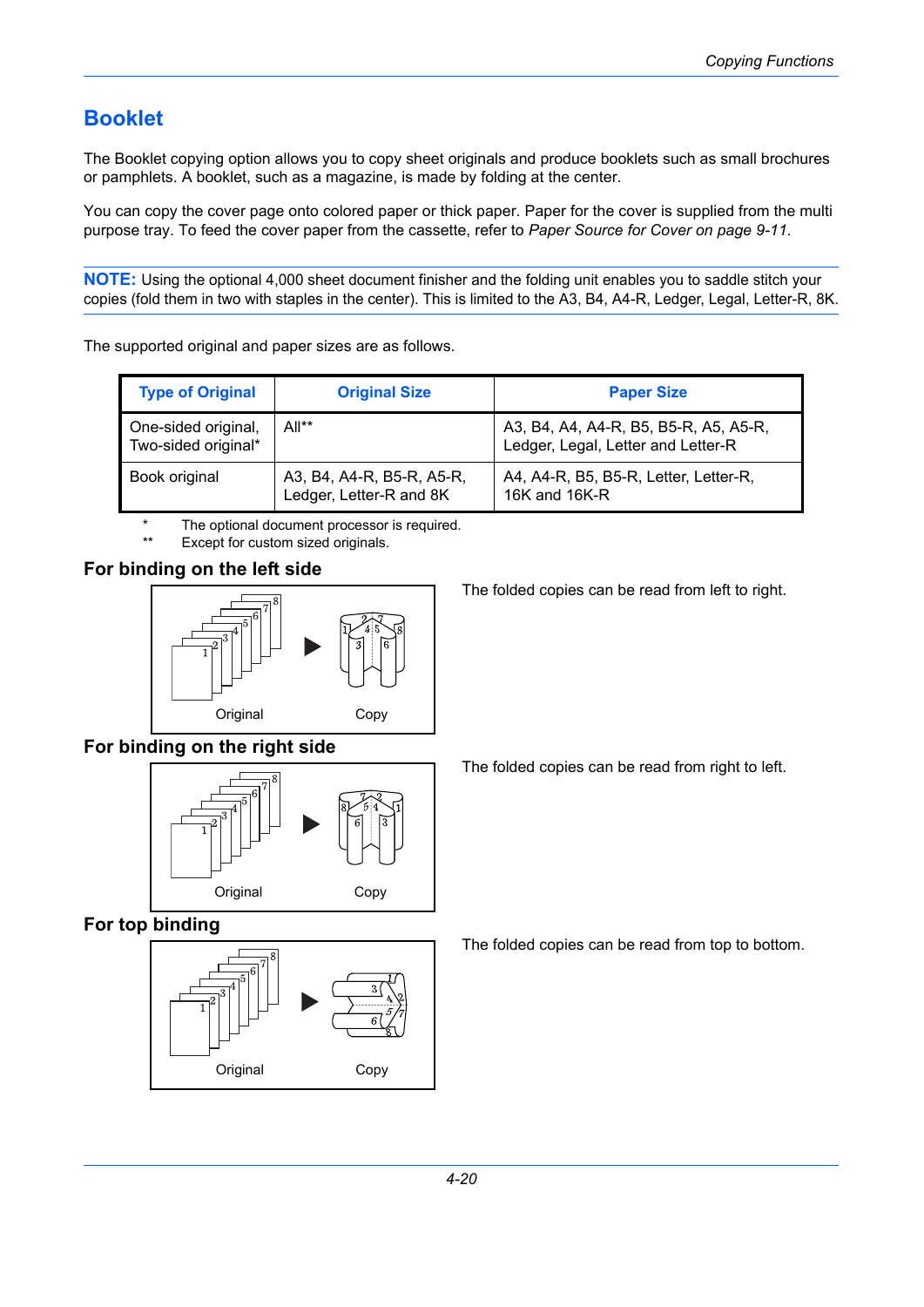# Booklet

The Booklet copying option allows you to copy sheet originals and produce booklets such as small brochures or pamphlets. A booklet, such as a magazine, is made by folding at the center.

You can copy the cover page onto colored paper or thick paper. Paper for the cover is supplied from the multi purpose tray. To feed the cover paper from the cassette, refer to *Paper Source for Cover on page 9-11*.

**NOTE:** Using the optional 4,000 sheet document finisher and the folding unit enables you to saddle stitch your copies (fold them in two with staples in the center). This is limited to the A3, B4, A4-R, Ledger, Legal, Letter-R, 8K.

The supported original and paper sizes are as follows.

| Type of Original | Original Size | Paper Size |
|---|---|---|
| One-sided original, Two-sided original* | All** | A3, B4, A4, A4-R, B5, B5-R, A5, A5-R, Ledger, Legal, Letter and Letter-R |
| Book original | A3, B4, A4-R, B5-R, A5-R, Ledger, Letter-R and 8K | A4, A4-R, B5, B5-R, Letter, Letter-R, 16K and 16K-R |

\* The optional document processor is required.
\*\* Except for custom sized originals.

### For binding on the left side

Original ▶ Copy

The folded copies can be read from left to right.

### For binding on the right side

Original ▶ Copy

The folded copies can be read from right to left.

### For top binding

Original ▶ Copy

The folded copies can be read from top to bottom.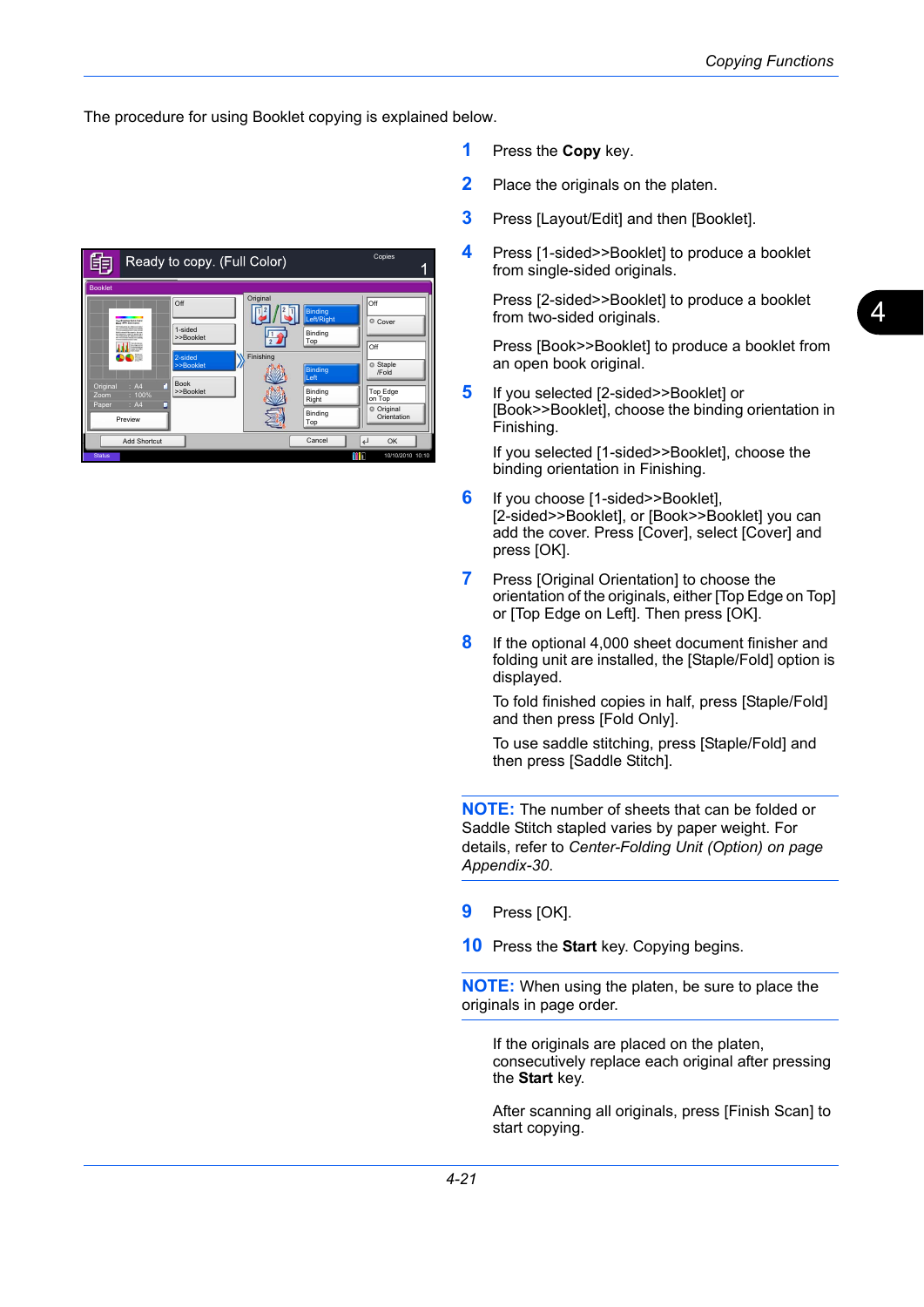The procedure for using Booklet copying is explained below.

1. Press the **Copy** key.
2. Place the originals on the platen.
3. Press [Layout/Edit] and then [Booklet].
4. Press [1-sided>>Booklet] to produce a booklet from single-sided originals.

   Press [2-sided>>Booklet] to produce a booklet from two-sided originals.

   Press [Book>>Booklet] to produce a booklet from an open book original.
5. If you selected [2-sided>>Booklet] or [Book>>Booklet], choose the binding orientation in Finishing.

   If you selected [1-sided>>Booklet], choose the binding orientation in Finishing.
6. If you choose [1-sided>>Booklet], [2-sided>>Booklet], or [Book>>Booklet] you can add the cover. Press [Cover], select [Cover] and press [OK].
7. Press [Original Orientation] to choose the orientation of the originals, either [Top Edge on Top] or [Top Edge on Left]. Then press [OK].
8. If the optional 4,000 sheet document finisher and folding unit are installed, the [Staple/Fold] option is displayed.

   To fold finished copies in half, press [Staple/Fold] and then press [Fold Only].

   To use saddle stitching, press [Staple/Fold] and then press [Saddle Stitch].

**NOTE:** The number of sheets that can be folded or Saddle Stitch stapled varies by paper weight. For details, refer to *Center-Folding Unit (Option) on page Appendix-30*.

9. Press [OK].
10. Press the **Start** key. Copying begins.

**NOTE:** When using the platen, be sure to place the originals in page order.

If the originals are placed on the platen, consecutively replace each original after pressing the **Start** key.

After scanning all originals, press [Finish Scan] to start copying.